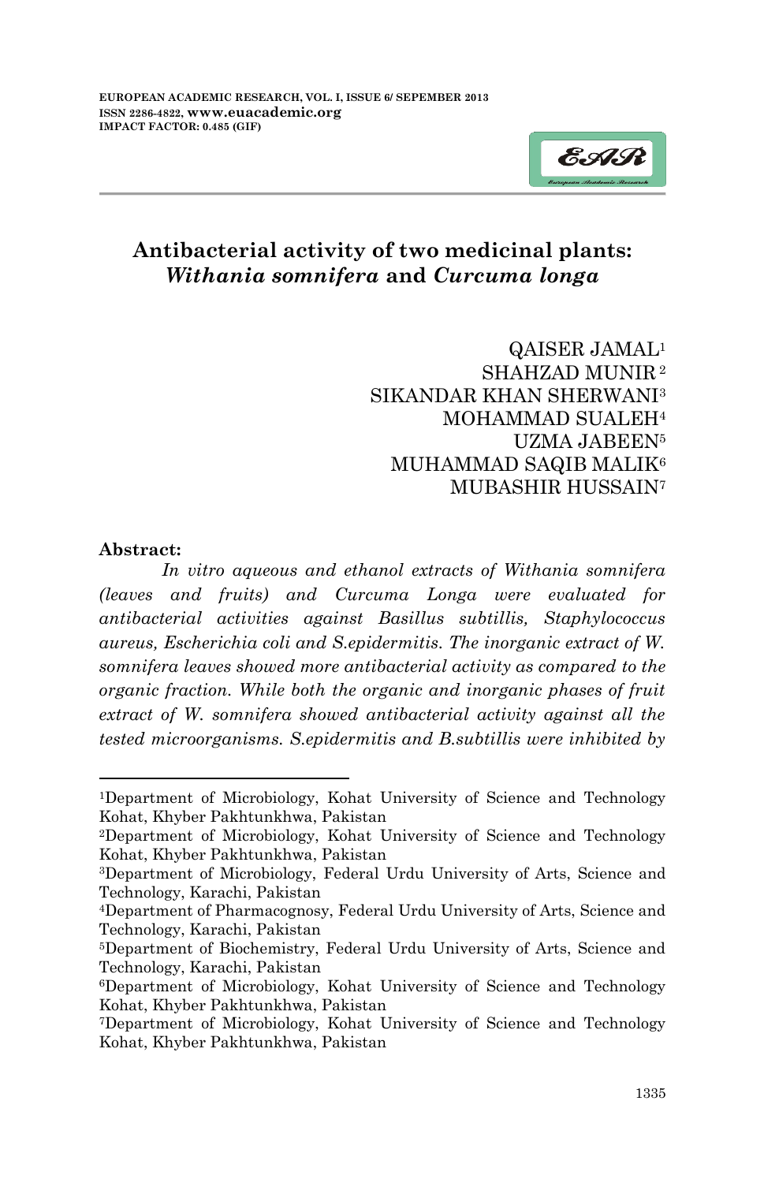# Antibacterial activity of two medicinal plants: *Withania somnifera* and *Curcuma longa*

QAISER JAMAL[1]
SHAHZAD MUNIR[2]
SIKANDAR KHAN SHERWANI[3]
MOHAMMAD SUALEH[4]
UZMA JABEEN[5]
MUHAMMAD SAQIB MALIK[6]
MUBASHIR HUSSAIN[7]

**Abstract:**

*In vitro aqueous and ethanol extracts of Withania somnifera (leaves and fruits) and Curcuma Longa were evaluated for antibacterial activities against Basillus subtillis, Staphylococcus aureus, Escherichia coli and S.epidermitis. The inorganic extract of W. somnifera leaves showed more antibacterial activity as compared to the organic fraction. While both the organic and inorganic phases of fruit extract of W. somnifera showed antibacterial activity against all the tested microorganisms. S.epidermitis and B.subtillis were inhibited by*

---

[1]Department of Microbiology, Kohat University of Science and Technology Kohat, Khyber Pakhtunkhwa, Pakistan

[2]Department of Microbiology, Kohat University of Science and Technology Kohat, Khyber Pakhtunkhwa, Pakistan

[3]Department of Microbiology, Federal Urdu University of Arts, Science and Technology, Karachi, Pakistan

[4]Department of Pharmacognosy, Federal Urdu University of Arts, Science and Technology, Karachi, Pakistan

[5]Department of Biochemistry, Federal Urdu University of Arts, Science and Technology, Karachi, Pakistan

[6]Department of Microbiology, Kohat University of Science and Technology Kohat, Khyber Pakhtunkhwa, Pakistan

[7]Department of Microbiology, Kohat University of Science and Technology Kohat, Khyber Pakhtunkhwa, Pakistan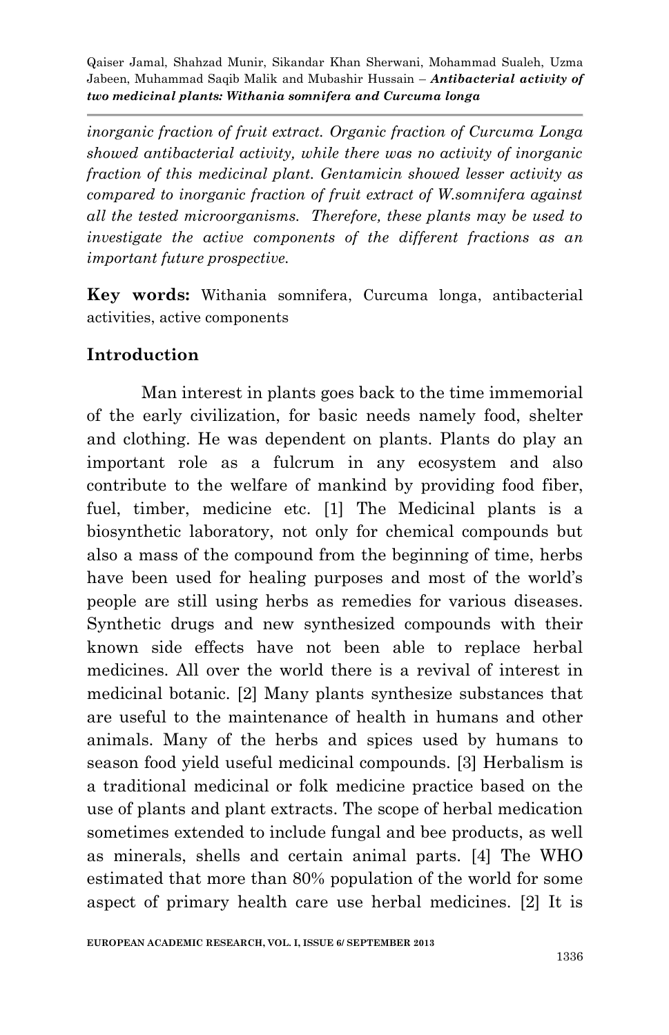*inorganic fraction of fruit extract. Organic fraction of Curcuma Longa showed antibacterial activity, while there was no activity of inorganic fraction of this medicinal plant. Gentamicin showed lesser activity as compared to inorganic fraction of fruit extract of W.somnifera against all the tested microorganisms. Therefore, these plants may be used to investigate the active components of the different fractions as an important future prospective.*

**Key words:** Withania somnifera, Curcuma longa, antibacterial activities, active components

## Introduction

Man interest in plants goes back to the time immemorial of the early civilization, for basic needs namely food, shelter and clothing. He was dependent on plants. Plants do play an important role as a fulcrum in any ecosystem and also contribute to the welfare of mankind by providing food fiber, fuel, timber, medicine etc. [1] The Medicinal plants is a biosynthetic laboratory, not only for chemical compounds but also a mass of the compound from the beginning of time, herbs have been used for healing purposes and most of the world's people are still using herbs as remedies for various diseases. Synthetic drugs and new synthesized compounds with their known side effects have not been able to replace herbal medicines. All over the world there is a revival of interest in medicinal botanic. [2] Many plants synthesize substances that are useful to the maintenance of health in humans and other animals. Many of the herbs and spices used by humans to season food yield useful medicinal compounds. [3] Herbalism is a traditional medicinal or folk medicine practice based on the use of plants and plant extracts. The scope of herbal medication sometimes extended to include fungal and bee products, as well as minerals, shells and certain animal parts. [4] The WHO estimated that more than 80% population of the world for some aspect of primary health care use herbal medicines. [2] It is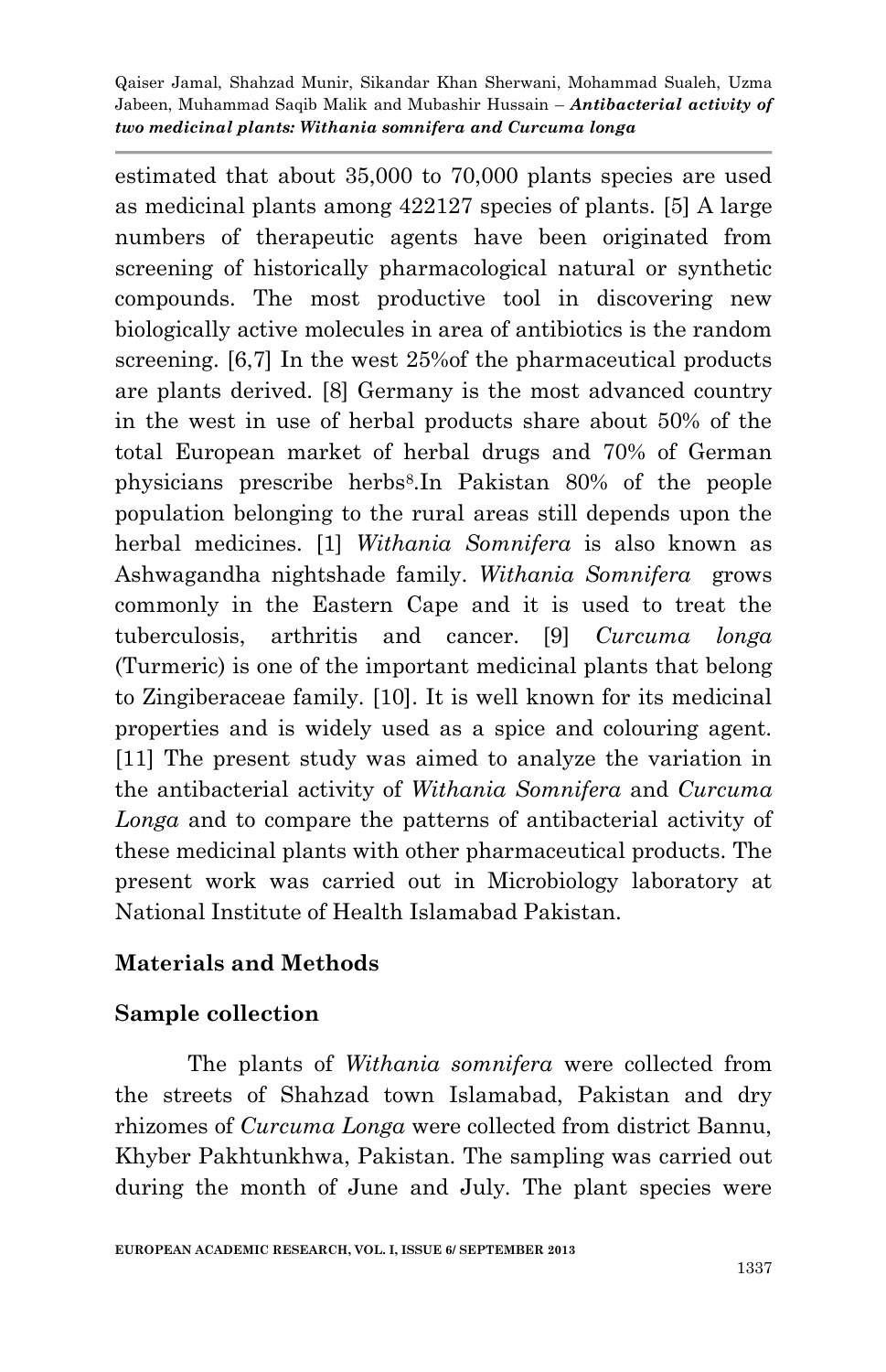estimated that about 35,000 to 70,000 plants species are used as medicinal plants among 422127 species of plants. [5] A large numbers of therapeutic agents have been originated from screening of historically pharmacological natural or synthetic compounds. The most productive tool in discovering new biologically active molecules in area of antibiotics is the random screening. [6,7] In the west 25%of the pharmaceutical products are plants derived. [8] Germany is the most advanced country in the west in use of herbal products share about 50% of the total European market of herbal drugs and 70% of German physicians prescribe herbs[8].In Pakistan 80% of the people population belonging to the rural areas still depends upon the herbal medicines. [1] *Withania Somnifera* is also known as Ashwagandha nightshade family. *Withania Somnifera* grows commonly in the Eastern Cape and it is used to treat the tuberculosis, arthritis and cancer. [9] *Curcuma longa* (Turmeric) is one of the important medicinal plants that belong to Zingiberaceae family. [10]. It is well known for its medicinal properties and is widely used as a spice and colouring agent. [11] The present study was aimed to analyze the variation in the antibacterial activity of *Withania Somnifera* and *Curcuma Longa* and to compare the patterns of antibacterial activity of these medicinal plants with other pharmaceutical products. The present work was carried out in Microbiology laboratory at National Institute of Health Islamabad Pakistan.

## Materials and Methods

### Sample collection

The plants of *Withania somnifera* were collected from the streets of Shahzad town Islamabad, Pakistan and dry rhizomes of *Curcuma Longa* were collected from district Bannu, Khyber Pakhtunkhwa, Pakistan. The sampling was carried out during the month of June and July. The plant species were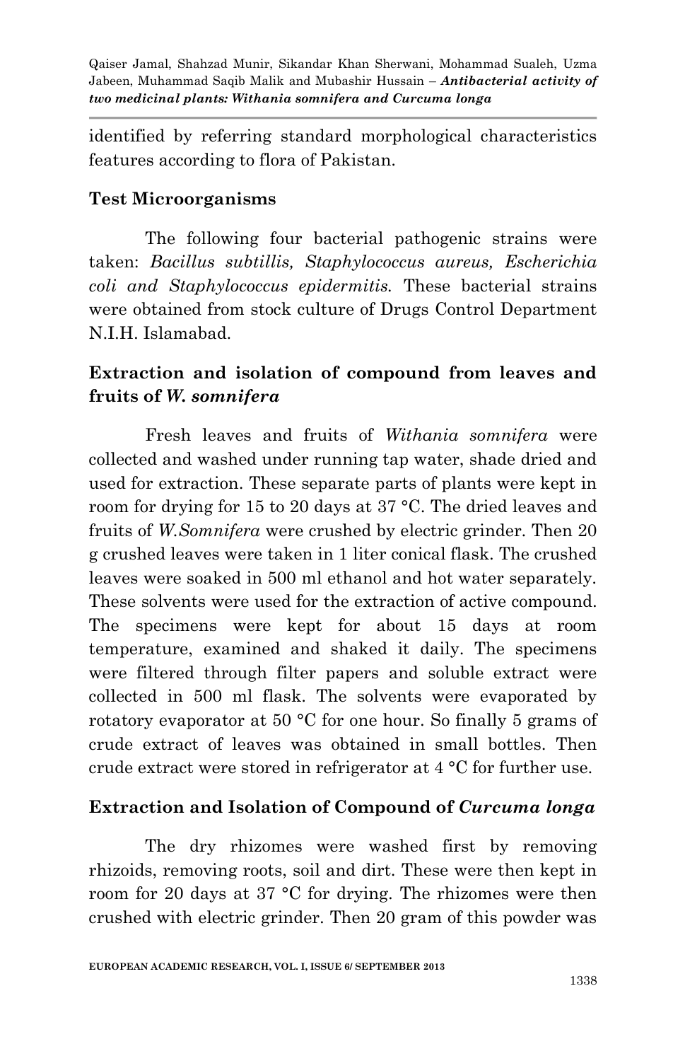identified by referring standard morphological characteristics features according to flora of Pakistan.

## Test Microorganisms

The following four bacterial pathogenic strains were taken: *Bacillus subtillis, Staphylococcus aureus, Escherichia coli and Staphylococcus epidermitis.* These bacterial strains were obtained from stock culture of Drugs Control Department N.I.H. Islamabad.

## Extraction and isolation of compound from leaves and fruits of *W. somnifera*

Fresh leaves and fruits of *Withania somnifera* were collected and washed under running tap water, shade dried and used for extraction. These separate parts of plants were kept in room for drying for 15 to 20 days at 37 °C. The dried leaves and fruits of *W.Somnifera* were crushed by electric grinder. Then 20 g crushed leaves were taken in 1 liter conical flask. The crushed leaves were soaked in 500 ml ethanol and hot water separately. These solvents were used for the extraction of active compound. The specimens were kept for about 15 days at room temperature, examined and shaked it daily. The specimens were filtered through filter papers and soluble extract were collected in 500 ml flask. The solvents were evaporated by rotatory evaporator at 50 °C for one hour. So finally 5 grams of crude extract of leaves was obtained in small bottles. Then crude extract were stored in refrigerator at 4 °C for further use.

## Extraction and Isolation of Compound of *Curcuma longa*

The dry rhizomes were washed first by removing rhizoids, removing roots, soil and dirt. These were then kept in room for 20 days at 37 °C for drying. The rhizomes were then crushed with electric grinder. Then 20 gram of this powder was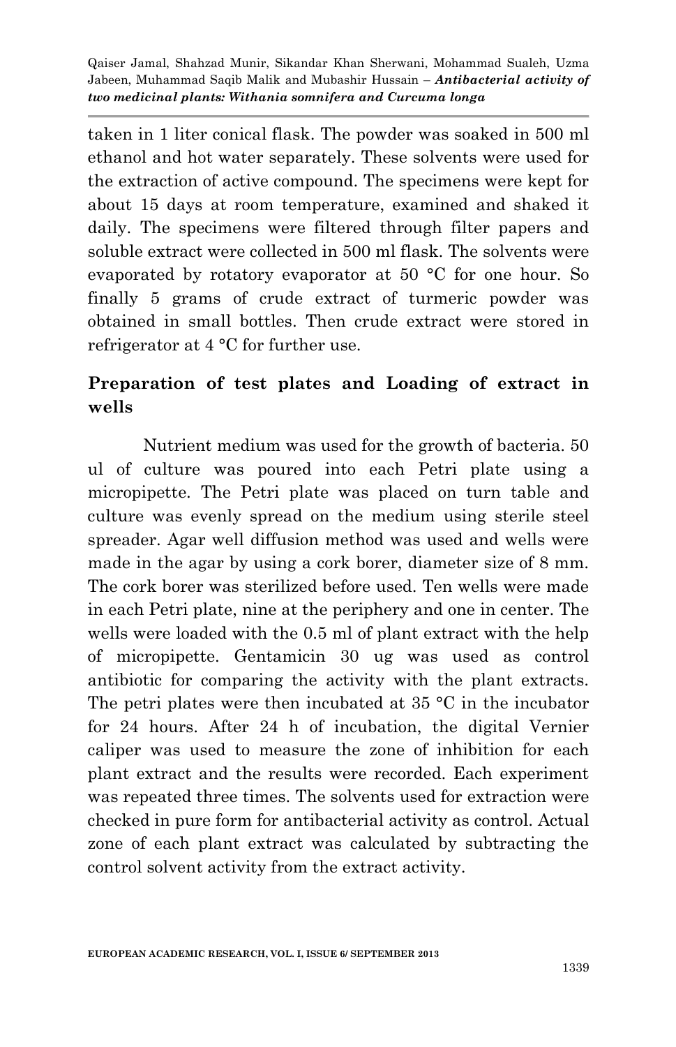taken in 1 liter conical flask. The powder was soaked in 500 ml ethanol and hot water separately. These solvents were used for the extraction of active compound. The specimens were kept for about 15 days at room temperature, examined and shaked it daily. The specimens were filtered through filter papers and soluble extract were collected in 500 ml flask. The solvents were evaporated by rotatory evaporator at 50 °C for one hour. So finally 5 grams of crude extract of turmeric powder was obtained in small bottles. Then crude extract were stored in refrigerator at 4 °C for further use.

## Preparation of test plates and Loading of extract in wells

Nutrient medium was used for the growth of bacteria. 50 ul of culture was poured into each Petri plate using a micropipette. The Petri plate was placed on turn table and culture was evenly spread on the medium using sterile steel spreader. Agar well diffusion method was used and wells were made in the agar by using a cork borer, diameter size of 8 mm. The cork borer was sterilized before used. Ten wells were made in each Petri plate, nine at the periphery and one in center. The wells were loaded with the 0.5 ml of plant extract with the help of micropipette. Gentamicin 30 ug was used as control antibiotic for comparing the activity with the plant extracts. The petri plates were then incubated at 35 °C in the incubator for 24 hours. After 24 h of incubation, the digital Vernier caliper was used to measure the zone of inhibition for each plant extract and the results were recorded. Each experiment was repeated three times. The solvents used for extraction were checked in pure form for antibacterial activity as control. Actual zone of each plant extract was calculated by subtracting the control solvent activity from the extract activity.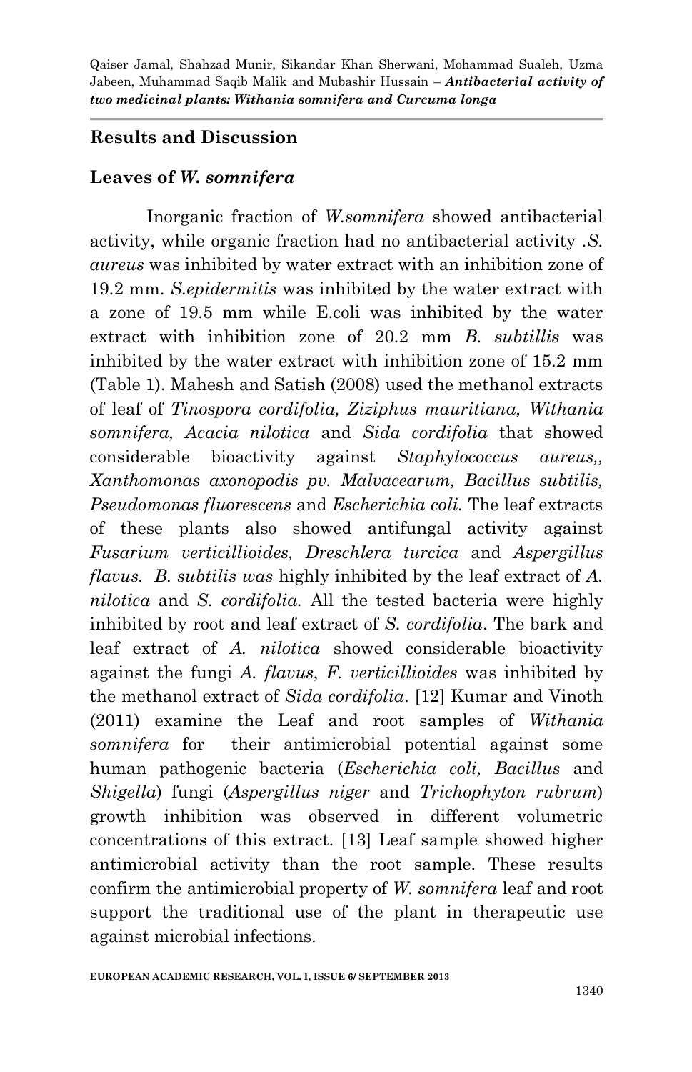## Results and Discussion

### Leaves of *W. somnifera*

Inorganic fraction of *W.somnifera* showed antibacterial activity, while organic fraction had no antibacterial activity .*S. aureus* was inhibited by water extract with an inhibition zone of 19.2 mm. *S.epidermitis* was inhibited by the water extract with a zone of 19.5 mm while E.coli was inhibited by the water extract with inhibition zone of 20.2 mm *B. subtillis* was inhibited by the water extract with inhibition zone of 15.2 mm (Table 1). Mahesh and Satish (2008) used the methanol extracts of leaf of *Tinospora cordifolia, Ziziphus mauritiana, Withania somnifera, Acacia nilotica* and *Sida cordifolia* that showed considerable bioactivity against *Staphylococcus aureus,, Xanthomonas axonopodis pv. Malvacearum, Bacillus subtilis, Pseudomonas fluorescens* and *Escherichia coli.* The leaf extracts of these plants also showed antifungal activity against *Fusarium verticillioides, Dreschlera turcica* and *Aspergillus flavus. B. subtilis was* highly inhibited by the leaf extract of *A. nilotica* and *S. cordifolia.* All the tested bacteria were highly inhibited by root and leaf extract of *S. cordifolia*. The bark and leaf extract of *A. nilotica* showed considerable bioactivity against the fungi *A. flavus*, *F. verticillioides* was inhibited by the methanol extract of *Sida cordifolia*. [12] Kumar and Vinoth (2011) examine the Leaf and root samples of *Withania somnifera* for their antimicrobial potential against some human pathogenic bacteria (*Escherichia coli, Bacillus* and *Shigella*) fungi (*Aspergillus niger* and *Trichophyton rubrum*) growth inhibition was observed in different volumetric concentrations of this extract. [13] Leaf sample showed higher antimicrobial activity than the root sample. These results confirm the antimicrobial property of *W. somnifera* leaf and root support the traditional use of the plant in therapeutic use against microbial infections.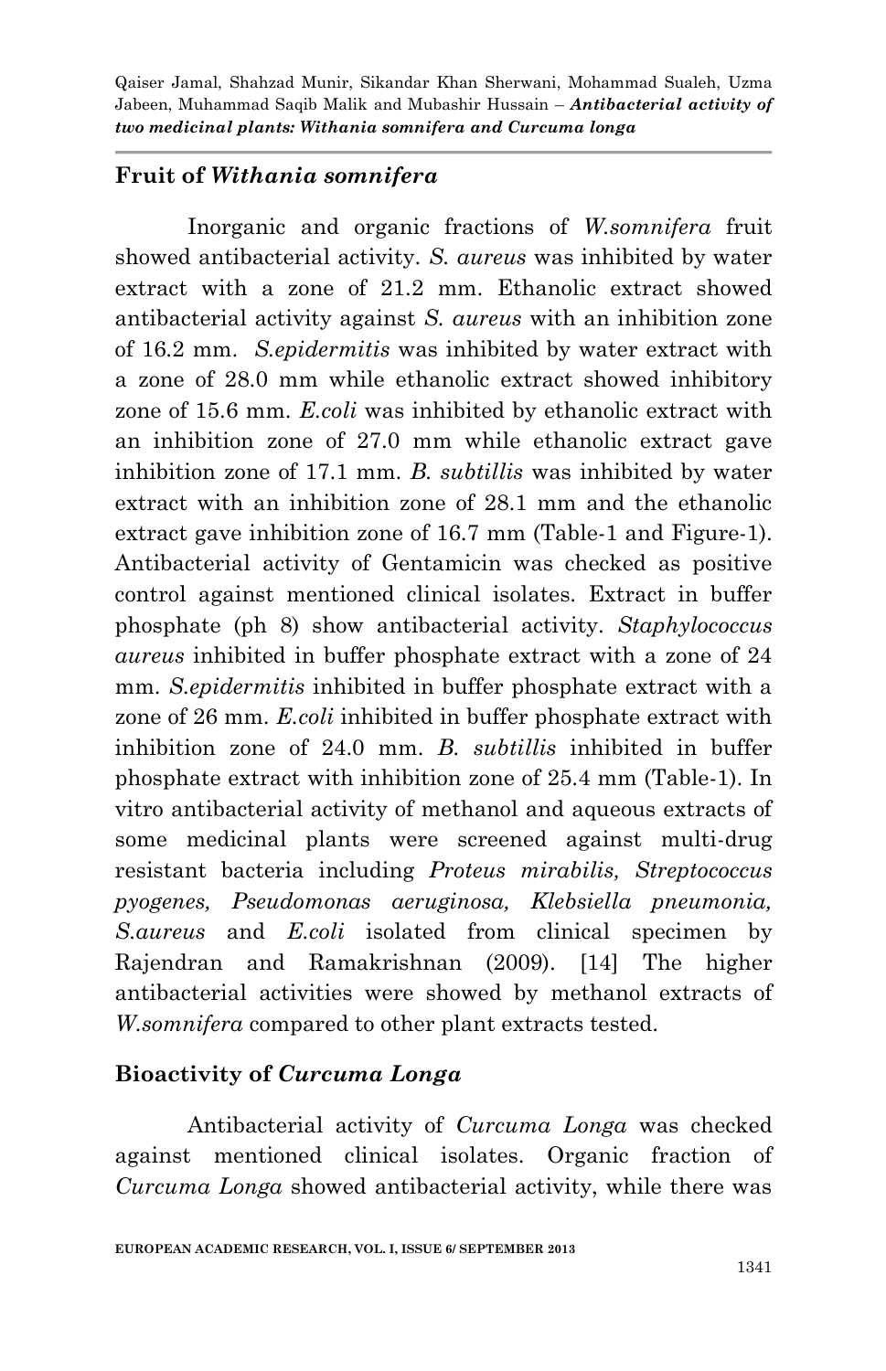## Fruit of *Withania somnifera*

Inorganic and organic fractions of *W.somnifera* fruit showed antibacterial activity. *S. aureus* was inhibited by water extract with a zone of 21.2 mm. Ethanolic extract showed antibacterial activity against *S. aureus* with an inhibition zone of 16.2 mm. *S.epidermitis* was inhibited by water extract with a zone of 28.0 mm while ethanolic extract showed inhibitory zone of 15.6 mm. *E.coli* was inhibited by ethanolic extract with an inhibition zone of 27.0 mm while ethanolic extract gave inhibition zone of 17.1 mm. *B. subtillis* was inhibited by water extract with an inhibition zone of 28.1 mm and the ethanolic extract gave inhibition zone of 16.7 mm (Table-1 and Figure-1). Antibacterial activity of Gentamicin was checked as positive control against mentioned clinical isolates. Extract in buffer phosphate (ph 8) show antibacterial activity. *Staphylococcus aureus* inhibited in buffer phosphate extract with a zone of 24 mm. *S.epidermitis* inhibited in buffer phosphate extract with a zone of 26 mm. *E.coli* inhibited in buffer phosphate extract with inhibition zone of 24.0 mm. *B. subtillis* inhibited in buffer phosphate extract with inhibition zone of 25.4 mm (Table-1). In vitro antibacterial activity of methanol and aqueous extracts of some medicinal plants were screened against multi-drug resistant bacteria including *Proteus mirabilis, Streptococcus pyogenes, Pseudomonas aeruginosa, Klebsiella pneumonia, S.aureus* and *E.coli* isolated from clinical specimen by Rajendran and Ramakrishnan (2009). [14] The higher antibacterial activities were showed by methanol extracts of *W.somnifera* compared to other plant extracts tested.

## Bioactivity of *Curcuma Longa*

Antibacterial activity of *Curcuma Longa* was checked against mentioned clinical isolates. Organic fraction of *Curcuma Longa* showed antibacterial activity, while there was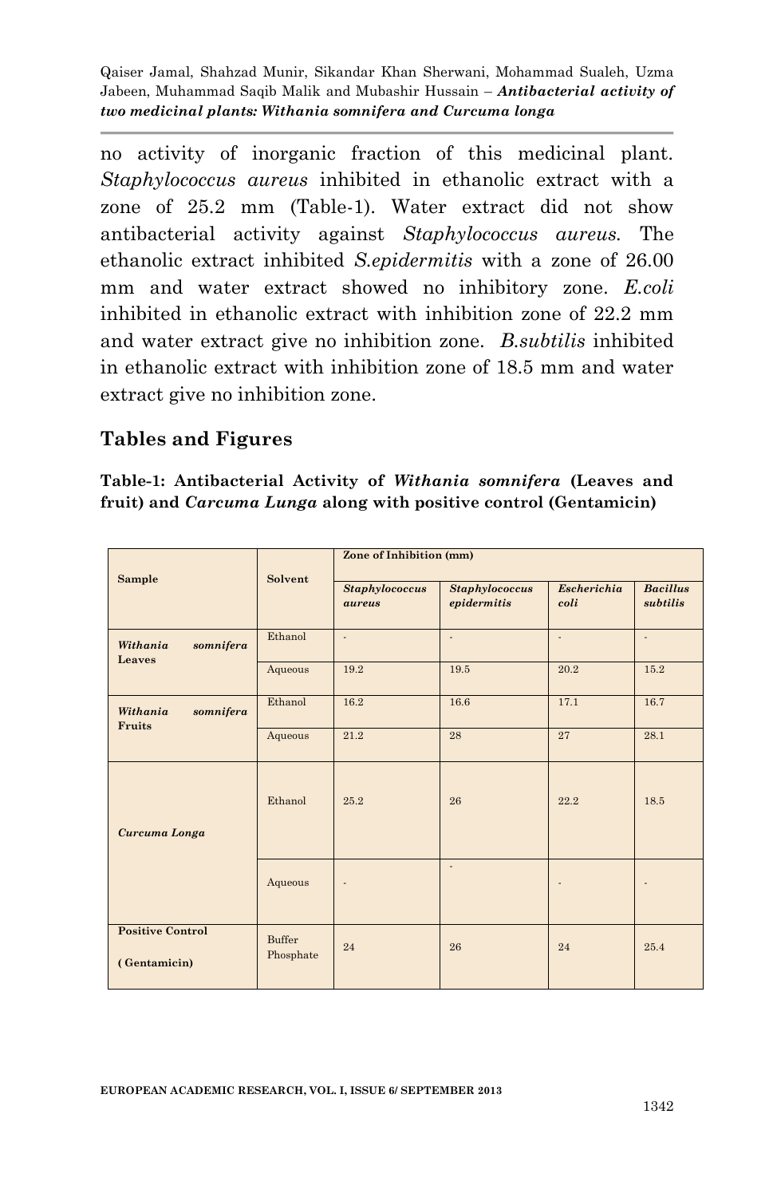no activity of inorganic fraction of this medicinal plant. *Staphylococcus aureus* inhibited in ethanolic extract with a zone of 25.2 mm (Table-1). Water extract did not show antibacterial activity against *Staphylococcus aureus*. The ethanolic extract inhibited *S.epidermitis* with a zone of 26.00 mm and water extract showed no inhibitory zone. *E.coli* inhibited in ethanolic extract with inhibition zone of 22.2 mm and water extract give no inhibition zone. *B.subtilis* inhibited in ethanolic extract with inhibition zone of 18.5 mm and water extract give no inhibition zone.

## Tables and Figures

**Table-1: Antibacterial Activity of *Withania somnifera* (Leaves and fruit) and *Carcuma Lunga* along with positive control (Gentamicin)**

| Sample | Solvent | Zone of Inhibition (mm) | | | |
|---|---|---|---|---|---|
| | | *Staphylococcus aureus* | *Staphylococcus epidermitis* | *Escherichia coli* | *Bacillus subtilis* |
| ***Withania somnifera* Leaves** | Ethanol | - | - | - | - |
| | Aqueous | 19.2 | 19.5 | 20.2 | 15.2 |
| ***Withania somnifera* Fruits** | Ethanol | 16.2 | 16.6 | 17.1 | 16.7 |
| | Aqueous | 21.2 | 28 | 27 | 28.1 |
| ***Curcuma Longa*** | Ethanol | 25.2 | 26 | 22.2 | 18.5 |
| | Aqueous | - | - | - | - |
| **Positive Control (Gentamicin)** | Buffer Phosphate | 24 | 26 | 24 | 25.4 |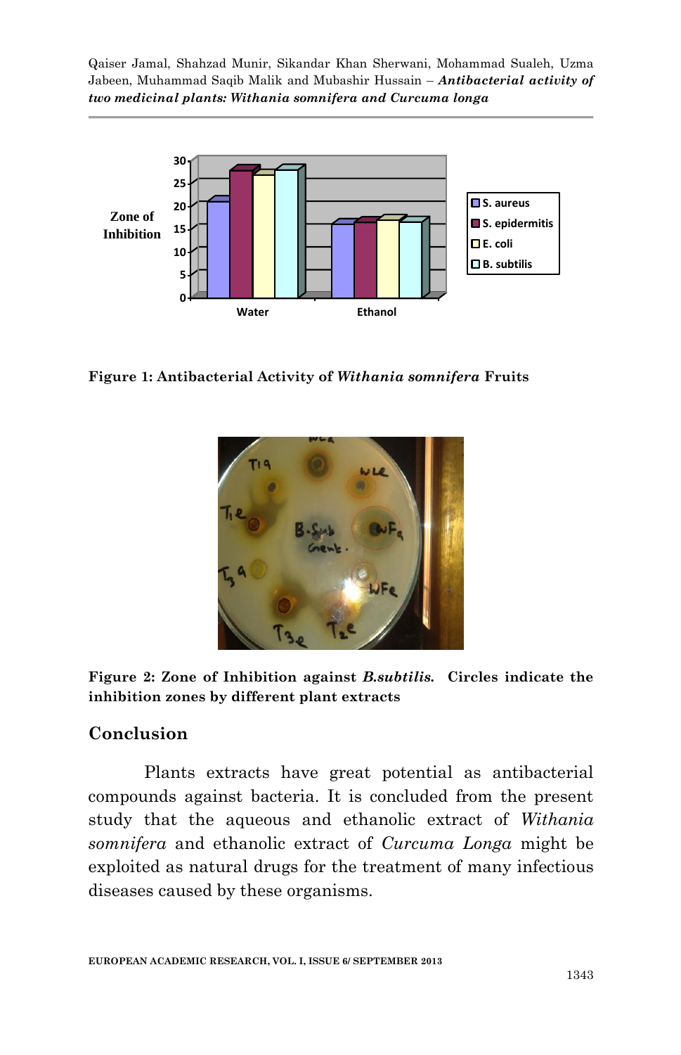Figure 1: Antibacterial Activity of *Withania somnifera* Fruits

Figure 2: Zone of Inhibition against *B.subtilis.* Circles indicate the inhibition zones by different plant extracts

## Conclusion

Plants extracts have great potential as antibacterial compounds against bacteria. It is concluded from the present study that the aqueous and ethanolic extract of *Withania somnifera* and ethanolic extract of *Curcuma Longa* might be exploited as natural drugs for the treatment of many infectious diseases caused by these organisms.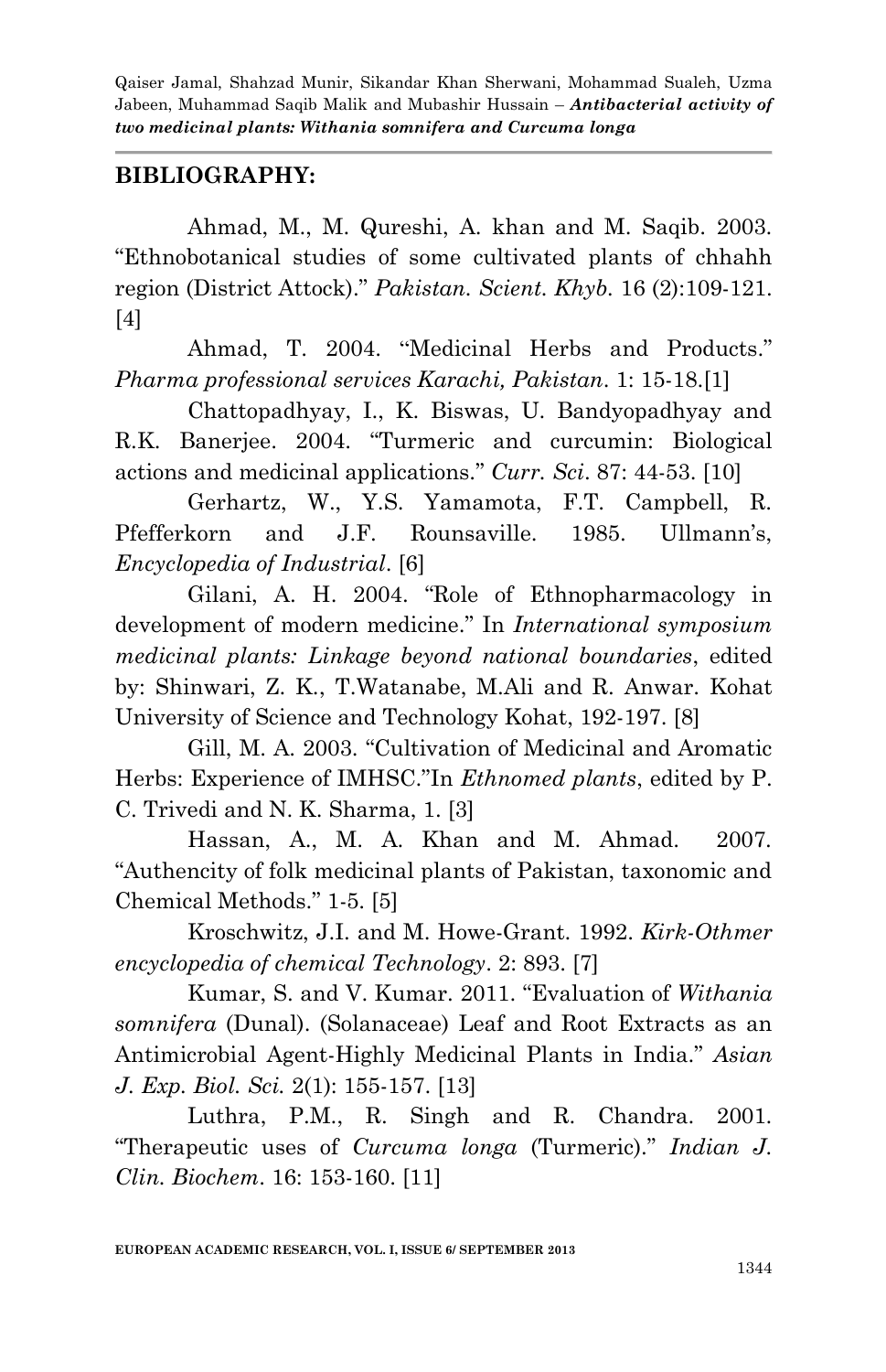## BIBLIOGRAPHY:

Ahmad, M., M. Qureshi, A. khan and M. Saqib. 2003. "Ethnobotanical studies of some cultivated plants of chhahh region (District Attock)." *Pakistan. Scient. Khyb.* 16 (2):109-121. [4]

Ahmad, T. 2004. "Medicinal Herbs and Products." *Pharma professional services Karachi, Pakistan*. 1: 15-18.[1]

Chattopadhyay, I., K. Biswas, U. Bandyopadhyay and R.K. Banerjee. 2004. "Turmeric and curcumin: Biological actions and medicinal applications." *Curr. Sci*. 87: 44-53. [10]

Gerhartz, W., Y.S. Yamamota, F.T. Campbell, R. Pfefferkorn and J.F. Rounsaville. 1985. Ullmann's, *Encyclopedia of Industrial*. [6]

Gilani, A. H. 2004. "Role of Ethnopharmacology in development of modern medicine." In *International symposium medicinal plants: Linkage beyond national boundaries*, edited by: Shinwari, Z. K., T.Watanabe, M.Ali and R. Anwar. Kohat University of Science and Technology Kohat, 192-197. [8]

Gill, M. A. 2003. "Cultivation of Medicinal and Aromatic Herbs: Experience of IMHSC."In *Ethnomed plants*, edited by P. C. Trivedi and N. K. Sharma, 1. [3]

Hassan, A., M. A. Khan and M. Ahmad. 2007. "Authencity of folk medicinal plants of Pakistan, taxonomic and Chemical Methods." 1-5. [5]

Kroschwitz, J.I. and M. Howe-Grant. 1992. *Kirk-Othmer encyclopedia of chemical Technology*. 2: 893. [7]

Kumar, S. and V. Kumar. 2011. "Evaluation of *Withania somnifera* (Dunal). (Solanaceae) Leaf and Root Extracts as an Antimicrobial Agent-Highly Medicinal Plants in India." *Asian J. Exp. Biol. Sci.* 2(1): 155-157. [13]

Luthra, P.M., R. Singh and R. Chandra. 2001. "Therapeutic uses of *Curcuma longa* (Turmeric)." *Indian J. Clin. Biochem*. 16: 153-160. [11]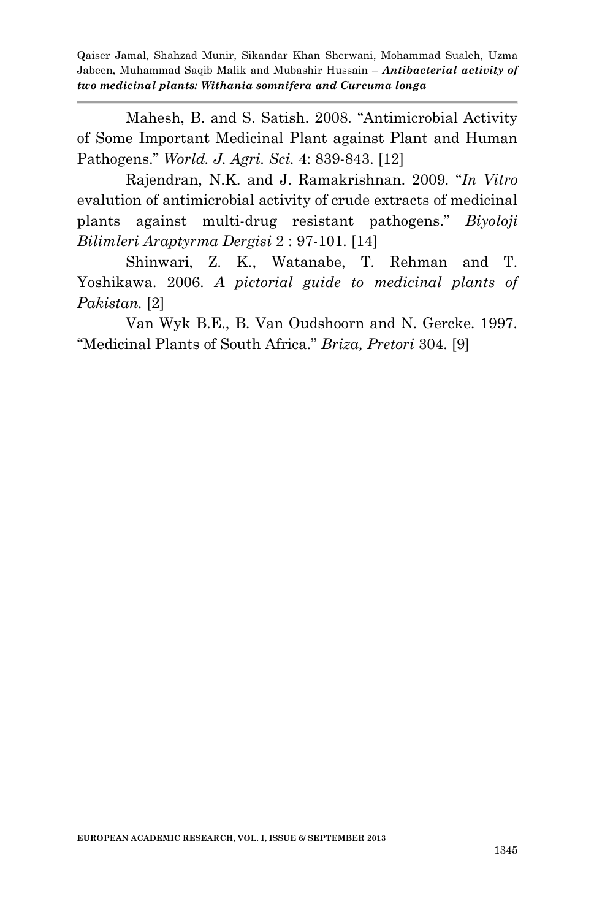Mahesh, B. and S. Satish. 2008. "Antimicrobial Activity of Some Important Medicinal Plant against Plant and Human Pathogens." *World. J. Agri. Sci.* 4: 839-843. [12]

Rajendran, N.K. and J. Ramakrishnan. 2009. "*In Vitro* evalution of antimicrobial activity of crude extracts of medicinal plants against multi-drug resistant pathogens." *Biyoloji Bilimleri Araptyrma Dergisi* 2 : 97-101. [14]

Shinwari, Z. K., Watanabe, T. Rehman and T. Yoshikawa. 2006. *A pictorial guide to medicinal plants of Pakistan.* [2]

Van Wyk B.E., B. Van Oudshoorn and N. Gercke. 1997. "Medicinal Plants of South Africa." *Briza, Pretori* 304. [9]